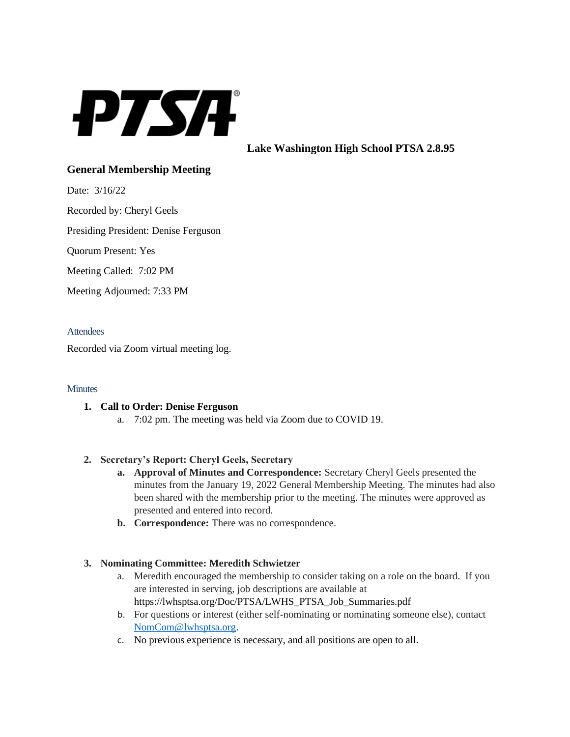**Lake Washington High School PTSA 2.8.95**

## General Membership Meeting

Date: 3/16/22

Recorded by: Cheryl Geels

Presiding President: Denise Ferguson

Quorum Present: Yes

Meeting Called: 7:02 PM

Meeting Adjourned: 7:33 PM

### Attendees

Recorded via Zoom virtual meeting log.

### Minutes

1. **Call to Order: Denise Ferguson**
    a. 7:02 pm. The meeting was held via Zoom due to COVID 19.

2. **Secretary's Report: Cheryl Geels, Secretary**
    a. **Approval of Minutes and Correspondence:** Secretary Cheryl Geels presented the minutes from the January 19, 2022 General Membership Meeting. The minutes had also been shared with the membership prior to the meeting. The minutes were approved as presented and entered into record.
    b. **Correspondence:** There was no correspondence.

3. **Nominating Committee: Meredith Schwietzer**
    a. Meredith encouraged the membership to consider taking on a role on the board. If you are interested in serving, job descriptions are available at https://lwhsptsa.org/Doc/PTSA/LWHS_PTSA_Job_Summaries.pdf
    b. For questions or interest (either self-nominating or nominating someone else), contact NomCom@lwhsptsa.org.
    c. No previous experience is necessary, and all positions are open to all.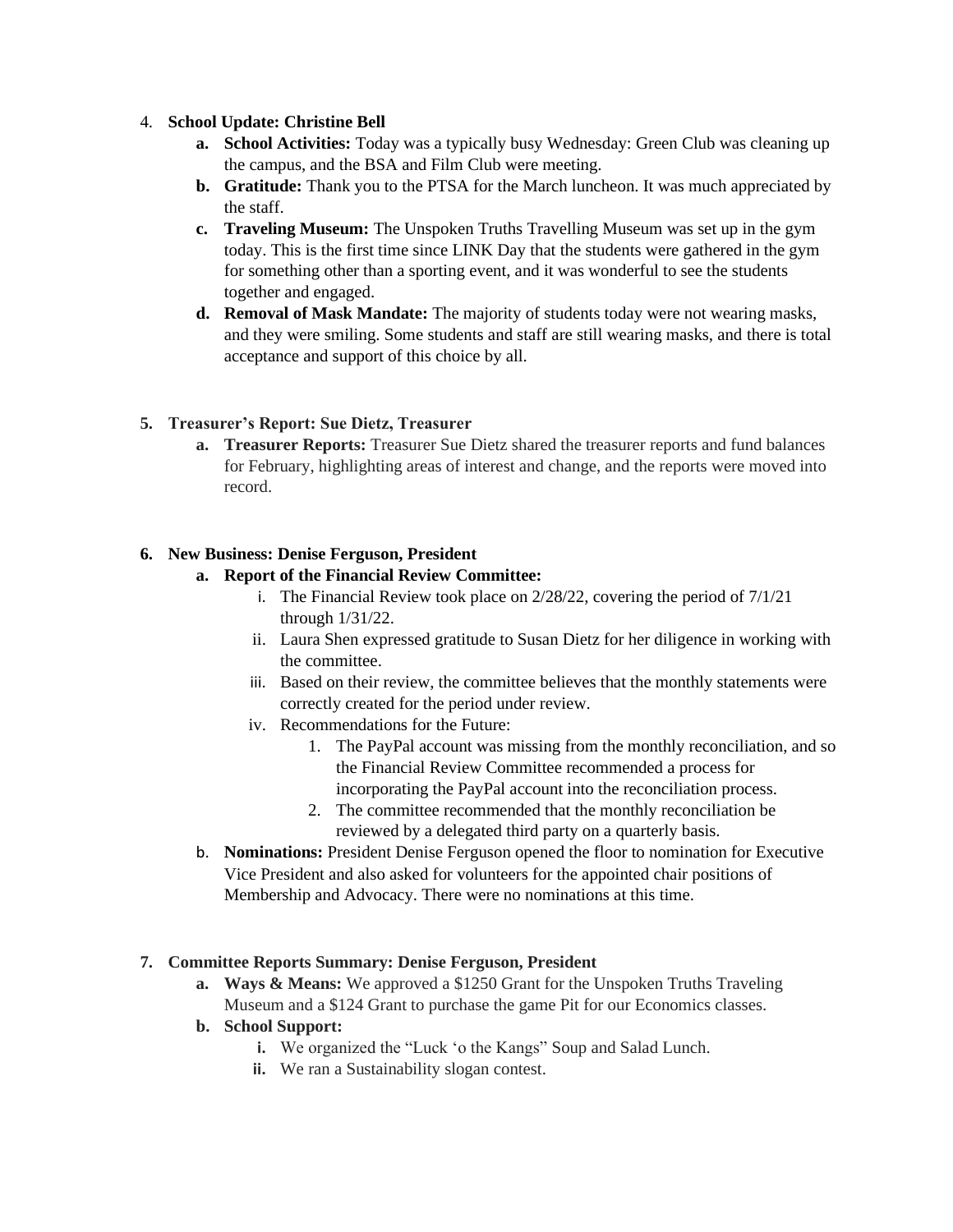4. **School Update: Christine Bell**
    a. **School Activities:** Today was a typically busy Wednesday: Green Club was cleaning up the campus, and the BSA and Film Club were meeting.
    b. **Gratitude:** Thank you to the PTSA for the March luncheon. It was much appreciated by the staff.
    c. **Traveling Museum:** The Unspoken Truths Travelling Museum was set up in the gym today. This is the first time since LINK Day that the students were gathered in the gym for something other than a sporting event, and it was wonderful to see the students together and engaged.
    d. **Removal of Mask Mandate:** The majority of students today were not wearing masks, and they were smiling. Some students and staff are still wearing masks, and there is total acceptance and support of this choice by all.

5. **Treasurer's Report: Sue Dietz, Treasurer**
    a. **Treasurer Reports:** Treasurer Sue Dietz shared the treasurer reports and fund balances for February, highlighting areas of interest and change, and the reports were moved into record.

6. **New Business: Denise Ferguson, President**
    a. **Report of the Financial Review Committee:**
        i. The Financial Review took place on 2/28/22, covering the period of 7/1/21 through 1/31/22.
        ii. Laura Shen expressed gratitude to Susan Dietz for her diligence in working with the committee.
        iii. Based on their review, the committee believes that the monthly statements were correctly created for the period under review.
        iv. Recommendations for the Future:
            1. The PayPal account was missing from the monthly reconciliation, and so the Financial Review Committee recommended a process for incorporating the PayPal account into the reconciliation process.
            2. The committee recommended that the monthly reconciliation be reviewed by a delegated third party on a quarterly basis.
    b. **Nominations:** President Denise Ferguson opened the floor to nomination for Executive Vice President and also asked for volunteers for the appointed chair positions of Membership and Advocacy. There were no nominations at this time.

7. **Committee Reports Summary: Denise Ferguson, President**
    a. **Ways & Means:** We approved a $1250 Grant for the Unspoken Truths Traveling Museum and a $124 Grant to purchase the game Pit for our Economics classes.
    b. **School Support:**
        i. We organized the "Luck 'o the Kangs" Soup and Salad Lunch.
        ii. We ran a Sustainability slogan contest.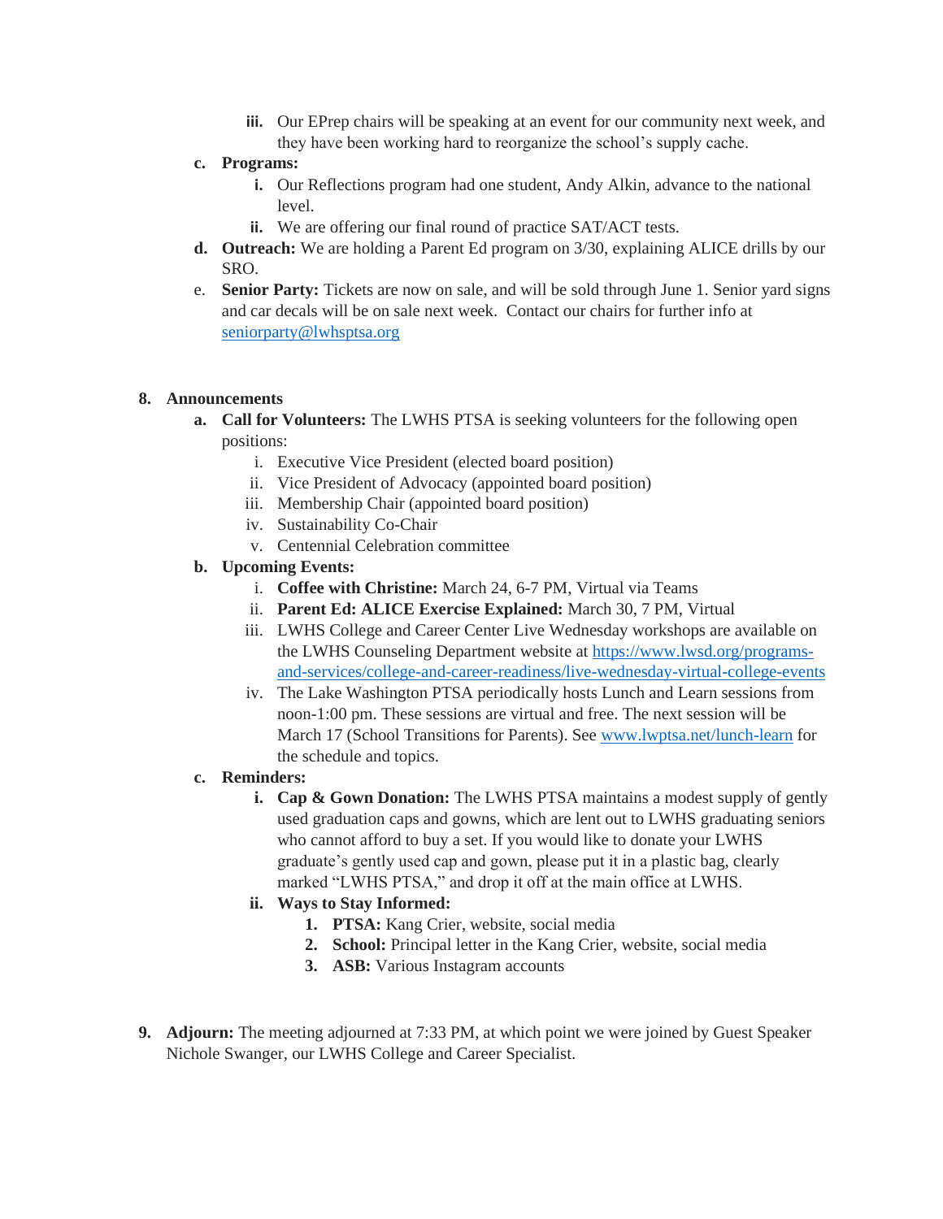- iii. Our EPrep chairs will be speaking at an event for our community next week, and they have been working hard to reorganize the school's supply cache.
   - **c. Programs:**
     - **i.** Our Reflections program had one student, Andy Alkin, advance to the national level.
     - **ii.** We are offering our final round of practice SAT/ACT tests.
   - **d. Outreach:** We are holding a Parent Ed program on 3/30, explaining ALICE drills by our SRO.
   - e. **Senior Party:** Tickets are now on sale, and will be sold through June 1. Senior yard signs and car decals will be on sale next week. Contact our chairs for further info at [seniorparty@lwhsptsa.org](mailto:seniorparty@lwhsptsa.org)

**8. Announcements**

- **a. Call for Volunteers:** The LWHS PTSA is seeking volunteers for the following open positions:
  - i. Executive Vice President (elected board position)
  - ii. Vice President of Advocacy (appointed board position)
  - iii. Membership Chair (appointed board position)
  - iv. Sustainability Co-Chair
  - v. Centennial Celebration committee
- **b. Upcoming Events:**
  - i. **Coffee with Christine:** March 24, 6-7 PM, Virtual via Teams
  - ii. **Parent Ed: ALICE Exercise Explained:** March 30, 7 PM, Virtual
  - iii. LWHS College and Career Center Live Wednesday workshops are available on the LWHS Counseling Department website at [https://www.lwsd.org/programs-and-services/college-and-career-readiness/live-wednesday-virtual-college-events](https://www.lwsd.org/programs-and-services/college-and-career-readiness/live-wednesday-virtual-college-events)
  - iv. The Lake Washington PTSA periodically hosts Lunch and Learn sessions from noon-1:00 pm. These sessions are virtual and free. The next session will be March 17 (School Transitions for Parents). See [www.lwptsa.net/lunch-learn](http://www.lwptsa.net/lunch-learn) for the schedule and topics.
- **c. Reminders:**
  - **i. Cap & Gown Donation:** The LWHS PTSA maintains a modest supply of gently used graduation caps and gowns, which are lent out to LWHS graduating seniors who cannot afford to buy a set. If you would like to donate your LWHS graduate's gently used cap and gown, please put it in a plastic bag, clearly marked "LWHS PTSA," and drop it off at the main office at LWHS.
  - **ii. Ways to Stay Informed:**
    1. **PTSA:** Kang Crier, website, social media
    2. **School:** Principal letter in the Kang Crier, website, social media
    3. **ASB:** Various Instagram accounts

**9. Adjourn:** The meeting adjourned at 7:33 PM, at which point we were joined by Guest Speaker Nichole Swanger, our LWHS College and Career Specialist.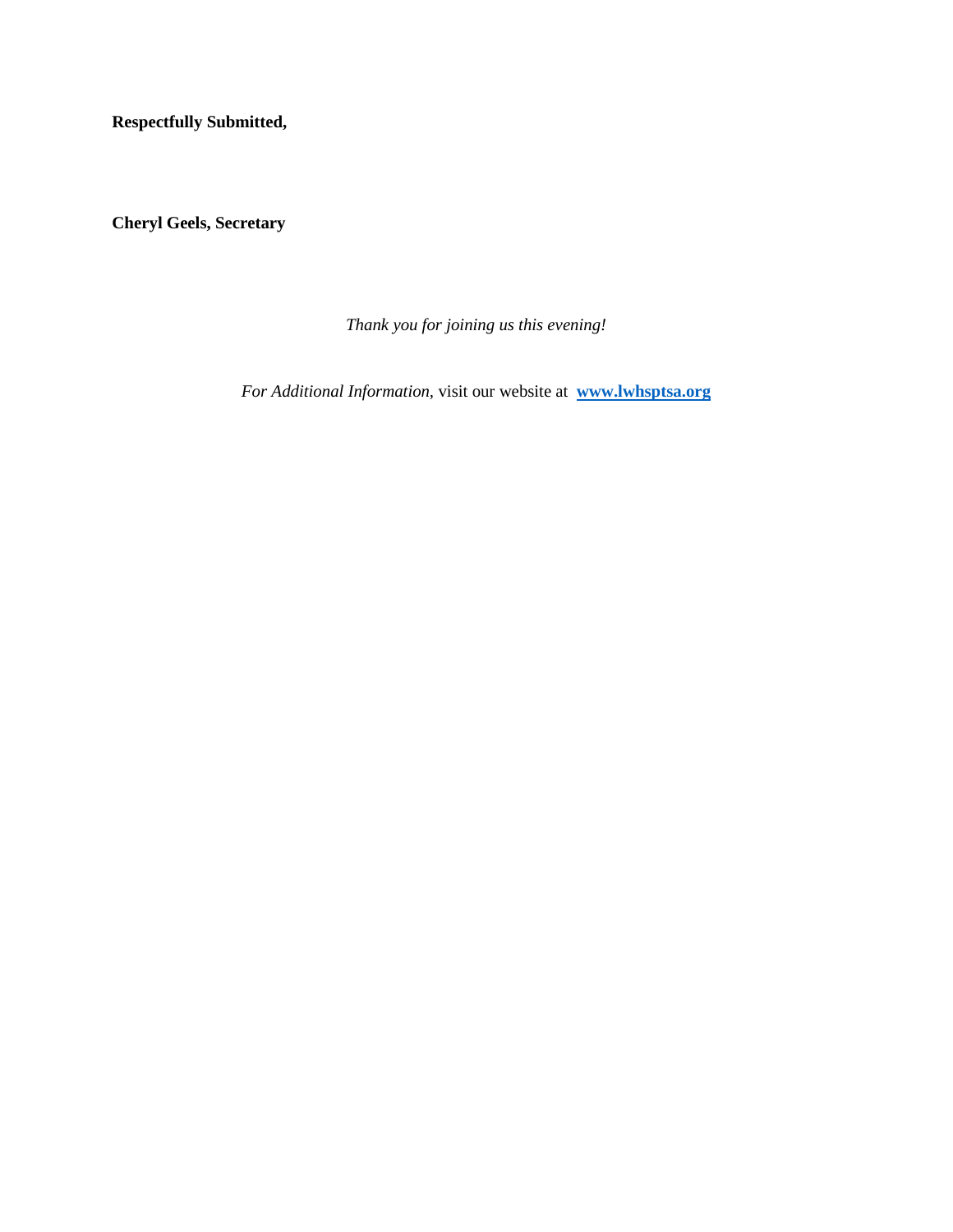**Respectfully Submitted,**

**Cheryl Geels, Secretary**

*Thank you for joining us this evening!*

*For Additional Information*, visit our website at **www.lwhsptsa.org**